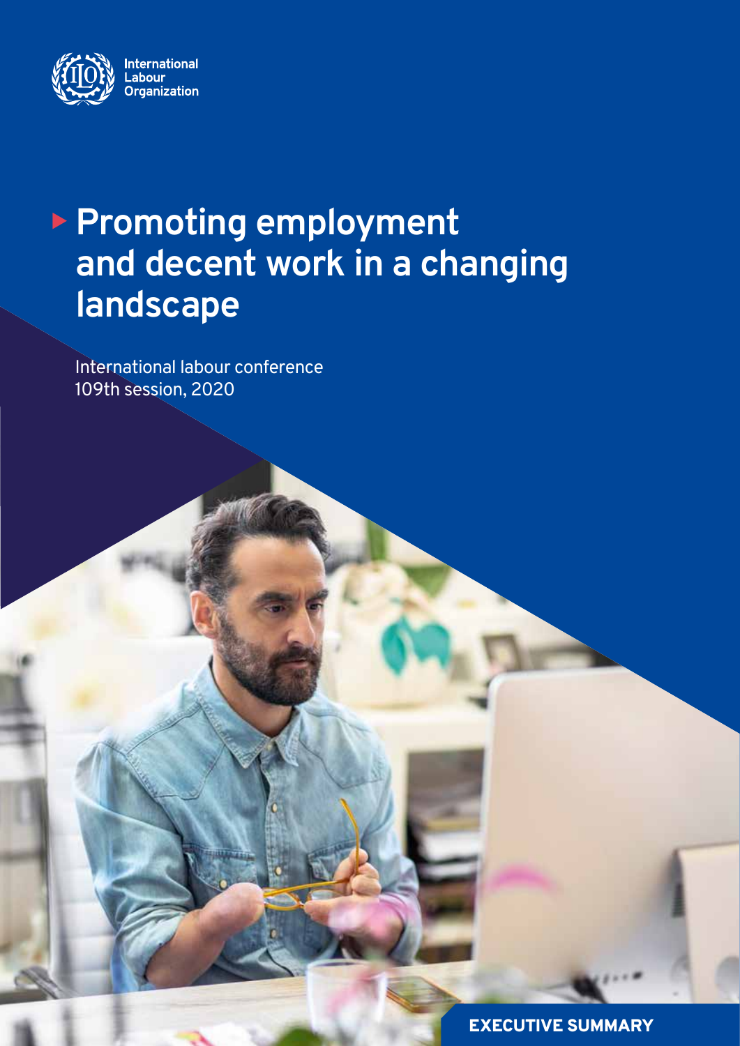International Labour Organization

# Promoting employment and decent work in a changing landscape

International labour conference
109th session, 2020

**EXECUTIVE SUMMARY**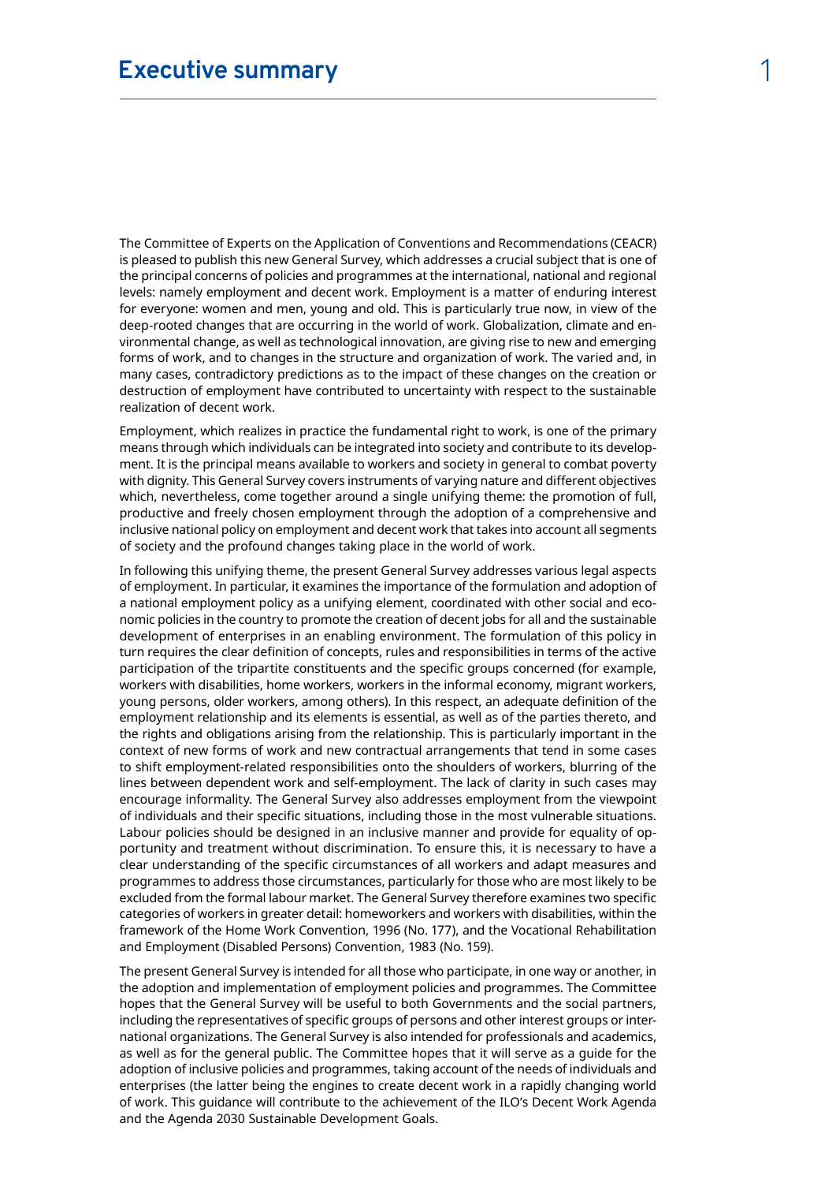# Executive summary

The Committee of Experts on the Application of Conventions and Recommendations (CEACR) is pleased to publish this new General Survey, which addresses a crucial subject that is one of the principal concerns of policies and programmes at the international, national and regional levels: namely employment and decent work. Employment is a matter of enduring interest for everyone: women and men, young and old. This is particularly true now, in view of the deep-rooted changes that are occurring in the world of work. Globalization, climate and environmental change, as well as technological innovation, are giving rise to new and emerging forms of work, and to changes in the structure and organization of work. The varied and, in many cases, contradictory predictions as to the impact of these changes on the creation or destruction of employment have contributed to uncertainty with respect to the sustainable realization of decent work.

Employment, which realizes in practice the fundamental right to work, is one of the primary means through which individuals can be integrated into society and contribute to its development. It is the principal means available to workers and society in general to combat poverty with dignity. This General Survey covers instruments of varying nature and different objectives which, nevertheless, come together around a single unifying theme: the promotion of full, productive and freely chosen employment through the adoption of a comprehensive and inclusive national policy on employment and decent work that takes into account all segments of society and the profound changes taking place in the world of work.

In following this unifying theme, the present General Survey addresses various legal aspects of employment. In particular, it examines the importance of the formulation and adoption of a national employment policy as a unifying element, coordinated with other social and economic policies in the country to promote the creation of decent jobs for all and the sustainable development of enterprises in an enabling environment. The formulation of this policy in turn requires the clear definition of concepts, rules and responsibilities in terms of the active participation of the tripartite constituents and the specific groups concerned (for example, workers with disabilities, home workers, workers in the informal economy, migrant workers, young persons, older workers, among others). In this respect, an adequate definition of the employment relationship and its elements is essential, as well as of the parties thereto, and the rights and obligations arising from the relationship. This is particularly important in the context of new forms of work and new contractual arrangements that tend in some cases to shift employment-related responsibilities onto the shoulders of workers, blurring of the lines between dependent work and self-employment. The lack of clarity in such cases may encourage informality. The General Survey also addresses employment from the viewpoint of individuals and their specific situations, including those in the most vulnerable situations. Labour policies should be designed in an inclusive manner and provide for equality of opportunity and treatment without discrimination. To ensure this, it is necessary to have a clear understanding of the specific circumstances of all workers and adapt measures and programmes to address those circumstances, particularly for those who are most likely to be excluded from the formal labour market. The General Survey therefore examines two specific categories of workers in greater detail: homeworkers and workers with disabilities, within the framework of the Home Work Convention, 1996 (No. 177), and the Vocational Rehabilitation and Employment (Disabled Persons) Convention, 1983 (No. 159).

The present General Survey is intended for all those who participate, in one way or another, in the adoption and implementation of employment policies and programmes. The Committee hopes that the General Survey will be useful to both Governments and the social partners, including the representatives of specific groups of persons and other interest groups or international organizations. The General Survey is also intended for professionals and academics, as well as for the general public. The Committee hopes that it will serve as a guide for the adoption of inclusive policies and programmes, taking account of the needs of individuals and enterprises (the latter being the engines to create decent work in a rapidly changing world of work. This guidance will contribute to the achievement of the ILO's Decent Work Agenda and the Agenda 2030 Sustainable Development Goals.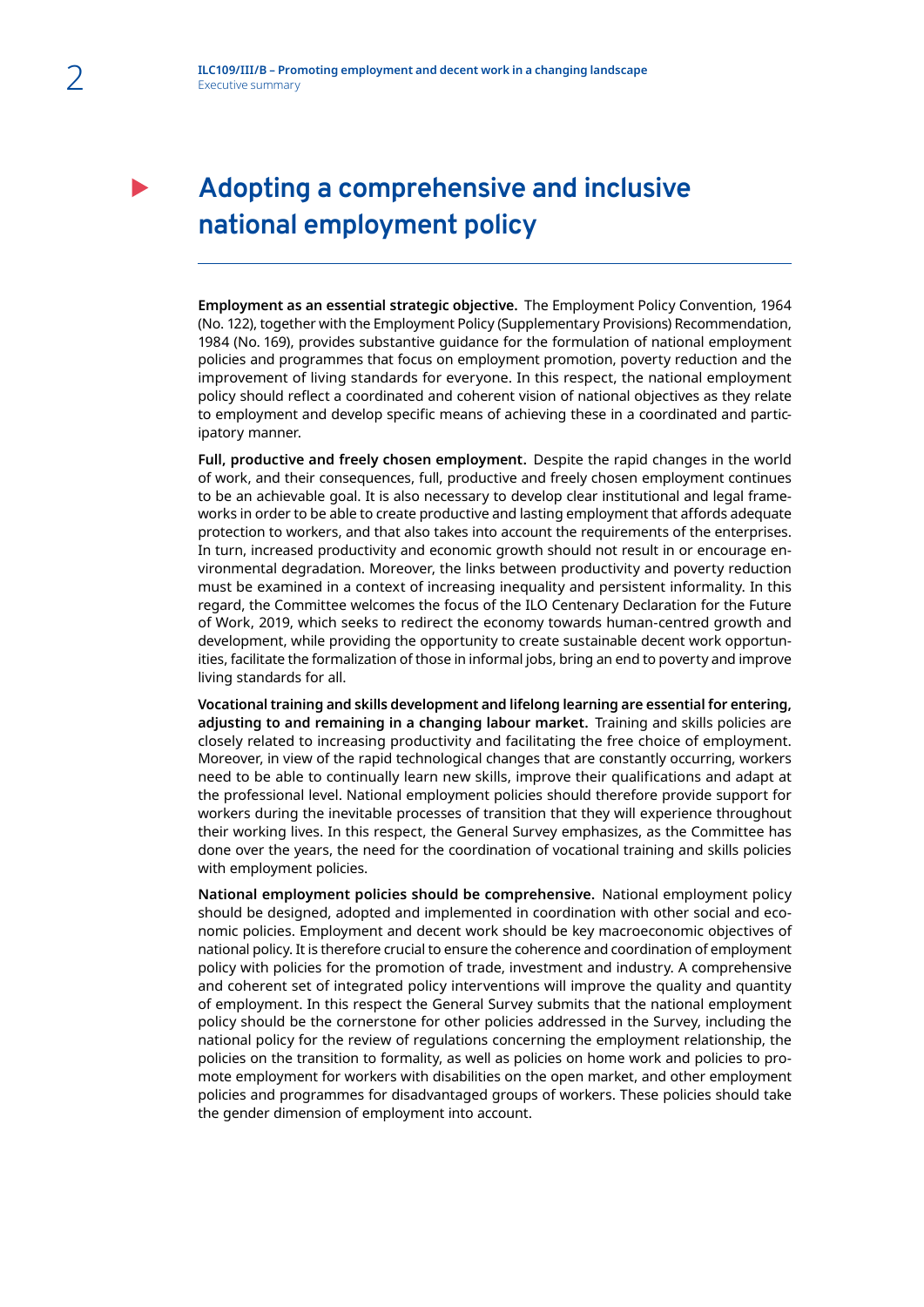# Adopting a comprehensive and inclusive national employment policy

**Employment as an essential strategic objective.** The Employment Policy Convention, 1964 (No. 122), together with the Employment Policy (Supplementary Provisions) Recommendation, 1984 (No. 169), provides substantive guidance for the formulation of national employment policies and programmes that focus on employment promotion, poverty reduction and the improvement of living standards for everyone. In this respect, the national employment policy should reflect a coordinated and coherent vision of national objectives as they relate to employment and develop specific means of achieving these in a coordinated and participatory manner.

**Full, productive and freely chosen employment.** Despite the rapid changes in the world of work, and their consequences, full, productive and freely chosen employment continues to be an achievable goal. It is also necessary to develop clear institutional and legal frameworks in order to be able to create productive and lasting employment that affords adequate protection to workers, and that also takes into account the requirements of the enterprises. In turn, increased productivity and economic growth should not result in or encourage environmental degradation. Moreover, the links between productivity and poverty reduction must be examined in a context of increasing inequality and persistent informality. In this regard, the Committee welcomes the focus of the ILO Centenary Declaration for the Future of Work, 2019, which seeks to redirect the economy towards human-centred growth and development, while providing the opportunity to create sustainable decent work opportunities, facilitate the formalization of those in informal jobs, bring an end to poverty and improve living standards for all.

**Vocational training and skills development and lifelong learning are essential for entering, adjusting to and remaining in a changing labour market.** Training and skills policies are closely related to increasing productivity and facilitating the free choice of employment. Moreover, in view of the rapid technological changes that are constantly occurring, workers need to be able to continually learn new skills, improve their qualifications and adapt at the professional level. National employment policies should therefore provide support for workers during the inevitable processes of transition that they will experience throughout their working lives. In this respect, the General Survey emphasizes, as the Committee has done over the years, the need for the coordination of vocational training and skills policies with employment policies.

**National employment policies should be comprehensive.** National employment policy should be designed, adopted and implemented in coordination with other social and economic policies. Employment and decent work should be key macroeconomic objectives of national policy. It is therefore crucial to ensure the coherence and coordination of employment policy with policies for the promotion of trade, investment and industry. A comprehensive and coherent set of integrated policy interventions will improve the quality and quantity of employment. In this respect the General Survey submits that the national employment policy should be the cornerstone for other policies addressed in the Survey, including the national policy for the review of regulations concerning the employment relationship, the policies on the transition to formality, as well as policies on home work and policies to promote employment for workers with disabilities on the open market, and other employment policies and programmes for disadvantaged groups of workers. These policies should take the gender dimension of employment into account.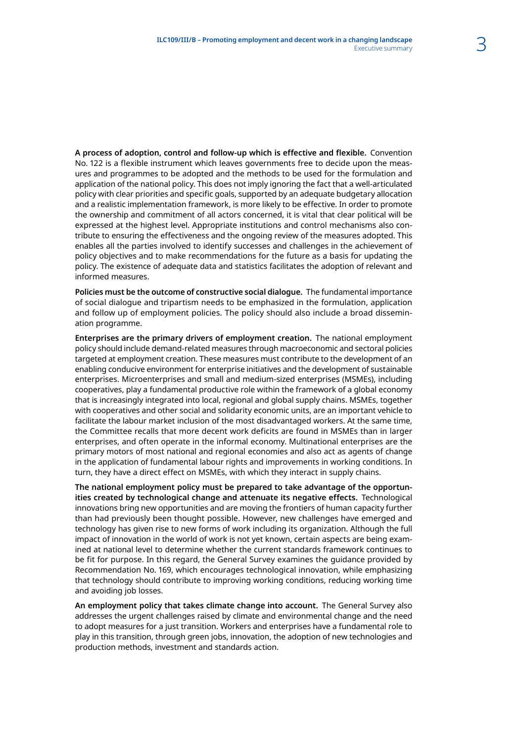**A process of adoption, control and follow-up which is effective and flexible.** Convention No. 122 is a flexible instrument which leaves governments free to decide upon the measures and programmes to be adopted and the methods to be used for the formulation and application of the national policy. This does not imply ignoring the fact that a well-articulated policy with clear priorities and specific goals, supported by an adequate budgetary allocation and a realistic implementation framework, is more likely to be effective. In order to promote the ownership and commitment of all actors concerned, it is vital that clear political will be expressed at the highest level. Appropriate institutions and control mechanisms also contribute to ensuring the effectiveness and the ongoing review of the measures adopted. This enables all the parties involved to identify successes and challenges in the achievement of policy objectives and to make recommendations for the future as a basis for updating the policy. The existence of adequate data and statistics facilitates the adoption of relevant and informed measures.

**Policies must be the outcome of constructive social dialogue.** The fundamental importance of social dialogue and tripartism needs to be emphasized in the formulation, application and follow up of employment policies. The policy should also include a broad dissemination programme.

**Enterprises are the primary drivers of employment creation.** The national employment policy should include demand-related measures through macroeconomic and sectoral policies targeted at employment creation. These measures must contribute to the development of an enabling conducive environment for enterprise initiatives and the development of sustainable enterprises. Microenterprises and small and medium-sized enterprises (MSMEs), including cooperatives, play a fundamental productive role within the framework of a global economy that is increasingly integrated into local, regional and global supply chains. MSMEs, together with cooperatives and other social and solidarity economic units, are an important vehicle to facilitate the labour market inclusion of the most disadvantaged workers. At the same time, the Committee recalls that more decent work deficits are found in MSMEs than in larger enterprises, and often operate in the informal economy. Multinational enterprises are the primary motors of most national and regional economies and also act as agents of change in the application of fundamental labour rights and improvements in working conditions. In turn, they have a direct effect on MSMEs, with which they interact in supply chains.

**The national employment policy must be prepared to take advantage of the opportunities created by technological change and attenuate its negative effects.** Technological innovations bring new opportunities and are moving the frontiers of human capacity further than had previously been thought possible. However, new challenges have emerged and technology has given rise to new forms of work including its organization. Although the full impact of innovation in the world of work is not yet known, certain aspects are being examined at national level to determine whether the current standards framework continues to be fit for purpose. In this regard, the General Survey examines the guidance provided by Recommendation No. 169, which encourages technological innovation, while emphasizing that technology should contribute to improving working conditions, reducing working time and avoiding job losses.

**An employment policy that takes climate change into account.** The General Survey also addresses the urgent challenges raised by climate and environmental change and the need to adopt measures for a just transition. Workers and enterprises have a fundamental role to play in this transition, through green jobs, innovation, the adoption of new technologies and production methods, investment and standards action.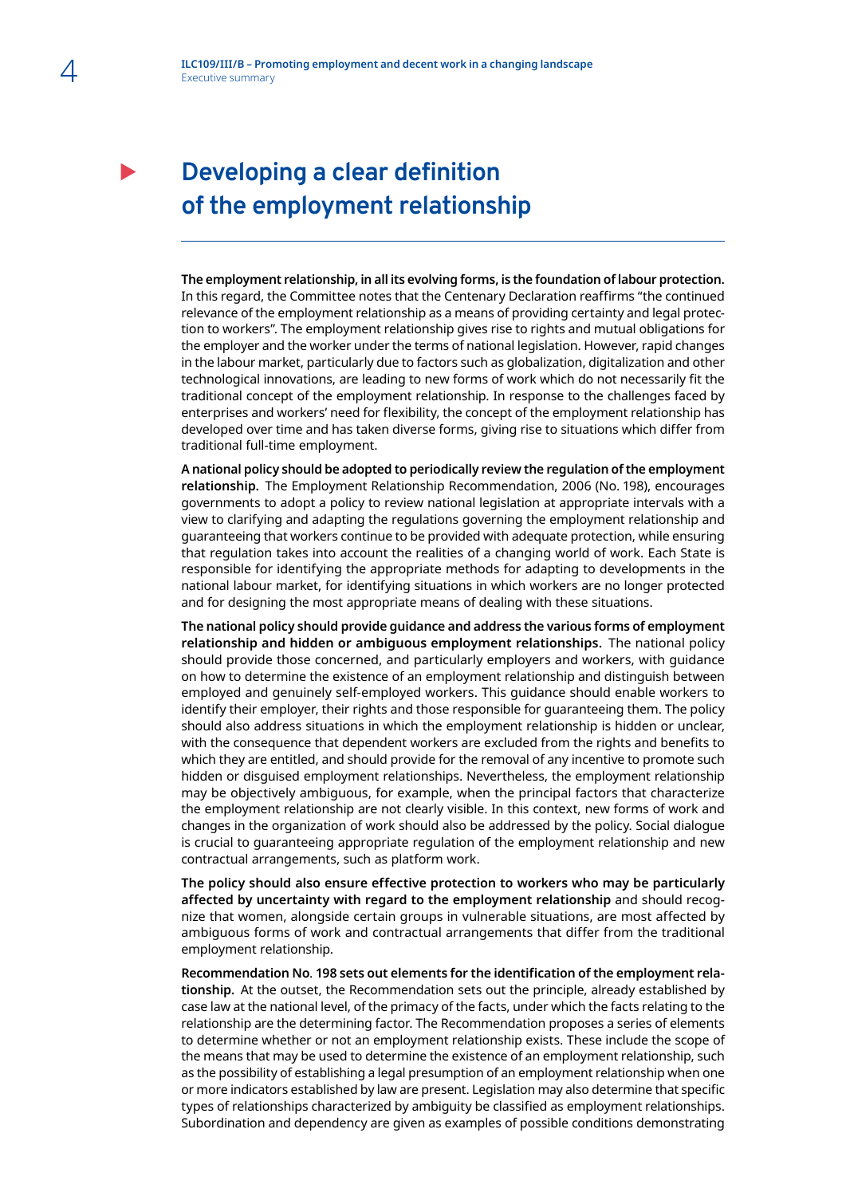# Developing a clear definition of the employment relationship

**The employment relationship, in all its evolving forms, is the foundation of labour protection.** In this regard, the Committee notes that the Centenary Declaration reaffirms "the continued relevance of the employment relationship as a means of providing certainty and legal protection to workers". The employment relationship gives rise to rights and mutual obligations for the employer and the worker under the terms of national legislation. However, rapid changes in the labour market, particularly due to factors such as globalization, digitalization and other technological innovations, are leading to new forms of work which do not necessarily fit the traditional concept of the employment relationship. In response to the challenges faced by enterprises and workers' need for flexibility, the concept of the employment relationship has developed over time and has taken diverse forms, giving rise to situations which differ from traditional full-time employment.

**A national policy should be adopted to periodically review the regulation of the employment relationship.** The Employment Relationship Recommendation, 2006 (No. 198), encourages governments to adopt a policy to review national legislation at appropriate intervals with a view to clarifying and adapting the regulations governing the employment relationship and guaranteeing that workers continue to be provided with adequate protection, while ensuring that regulation takes into account the realities of a changing world of work. Each State is responsible for identifying the appropriate methods for adapting to developments in the national labour market, for identifying situations in which workers are no longer protected and for designing the most appropriate means of dealing with these situations.

**The national policy should provide guidance and address the various forms of employment relationship and hidden or ambiguous employment relationships.** The national policy should provide those concerned, and particularly employers and workers, with guidance on how to determine the existence of an employment relationship and distinguish between employed and genuinely self-employed workers. This guidance should enable workers to identify their employer, their rights and those responsible for guaranteeing them. The policy should also address situations in which the employment relationship is hidden or unclear, with the consequence that dependent workers are excluded from the rights and benefits to which they are entitled, and should provide for the removal of any incentive to promote such hidden or disguised employment relationships. Nevertheless, the employment relationship may be objectively ambiguous, for example, when the principal factors that characterize the employment relationship are not clearly visible. In this context, new forms of work and changes in the organization of work should also be addressed by the policy. Social dialogue is crucial to guaranteeing appropriate regulation of the employment relationship and new contractual arrangements, such as platform work.

**The policy should also ensure effective protection to workers who may be particularly affected by uncertainty with regard to the employment relationship** and should recognize that women, alongside certain groups in vulnerable situations, are most affected by ambiguous forms of work and contractual arrangements that differ from the traditional employment relationship.

**Recommendation No. 198 sets out elements for the identification of the employment relationship.** At the outset, the Recommendation sets out the principle, already established by case law at the national level, of the primacy of the facts, under which the facts relating to the relationship are the determining factor. The Recommendation proposes a series of elements to determine whether or not an employment relationship exists. These include the scope of the means that may be used to determine the existence of an employment relationship, such as the possibility of establishing a legal presumption of an employment relationship when one or more indicators established by law are present. Legislation may also determine that specific types of relationships characterized by ambiguity be classified as employment relationships. Subordination and dependency are given as examples of possible conditions demonstrating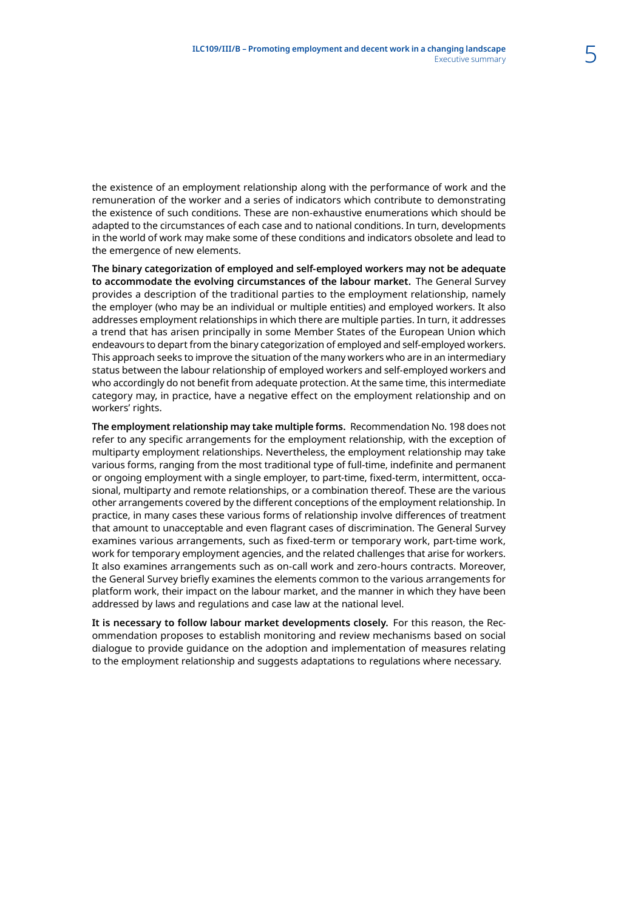the existence of an employment relationship along with the performance of work and the remuneration of the worker and a series of indicators which contribute to demonstrating the existence of such conditions. These are non-exhaustive enumerations which should be adapted to the circumstances of each case and to national conditions. In turn, developments in the world of work may make some of these conditions and indicators obsolete and lead to the emergence of new elements.

**The binary categorization of employed and self-employed workers may not be adequate to accommodate the evolving circumstances of the labour market.** The General Survey provides a description of the traditional parties to the employment relationship, namely the employer (who may be an individual or multiple entities) and employed workers. It also addresses employment relationships in which there are multiple parties. In turn, it addresses a trend that has arisen principally in some Member States of the European Union which endeavours to depart from the binary categorization of employed and self-employed workers. This approach seeks to improve the situation of the many workers who are in an intermediary status between the labour relationship of employed workers and self-employed workers and who accordingly do not benefit from adequate protection. At the same time, this intermediate category may, in practice, have a negative effect on the employment relationship and on workers' rights.

**The employment relationship may take multiple forms.** Recommendation No. 198 does not refer to any specific arrangements for the employment relationship, with the exception of multiparty employment relationships. Nevertheless, the employment relationship may take various forms, ranging from the most traditional type of full-time, indefinite and permanent or ongoing employment with a single employer, to part-time, fixed-term, intermittent, occasional, multiparty and remote relationships, or a combination thereof. These are the various other arrangements covered by the different conceptions of the employment relationship. In practice, in many cases these various forms of relationship involve differences of treatment that amount to unacceptable and even flagrant cases of discrimination. The General Survey examines various arrangements, such as fixed-term or temporary work, part-time work, work for temporary employment agencies, and the related challenges that arise for workers. It also examines arrangements such as on-call work and zero-hours contracts. Moreover, the General Survey briefly examines the elements common to the various arrangements for platform work, their impact on the labour market, and the manner in which they have been addressed by laws and regulations and case law at the national level.

**It is necessary to follow labour market developments closely.** For this reason, the Recommendation proposes to establish monitoring and review mechanisms based on social dialogue to provide guidance on the adoption and implementation of measures relating to the employment relationship and suggests adaptations to regulations where necessary.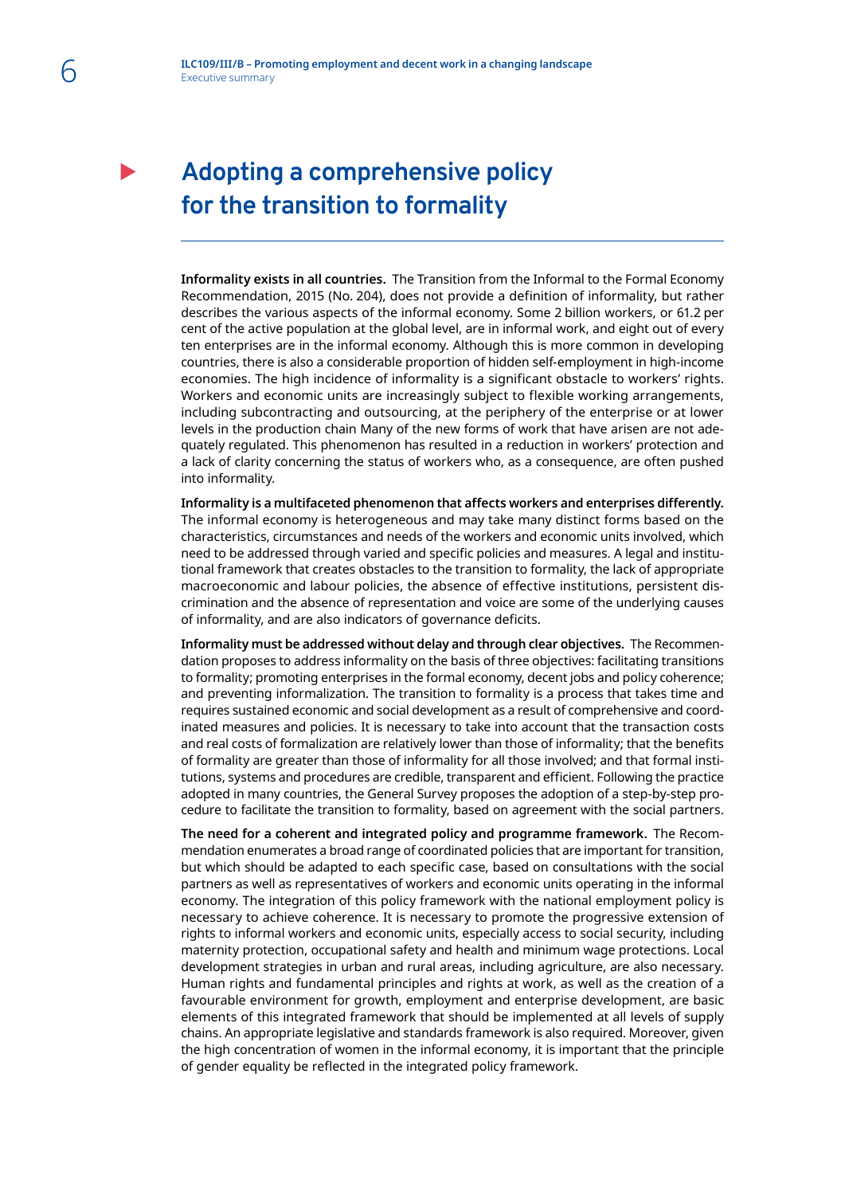## Adopting a comprehensive policy for the transition to formality

**Informality exists in all countries.** The Transition from the Informal to the Formal Economy Recommendation, 2015 (No. 204), does not provide a definition of informality, but rather describes the various aspects of the informal economy. Some 2 billion workers, or 61.2 per cent of the active population at the global level, are in informal work, and eight out of every ten enterprises are in the informal economy. Although this is more common in developing countries, there is also a considerable proportion of hidden self-employment in high-income economies. The high incidence of informality is a significant obstacle to workers' rights. Workers and economic units are increasingly subject to flexible working arrangements, including subcontracting and outsourcing, at the periphery of the enterprise or at lower levels in the production chain Many of the new forms of work that have arisen are not adequately regulated. This phenomenon has resulted in a reduction in workers' protection and a lack of clarity concerning the status of workers who, as a consequence, are often pushed into informality.

**Informality is a multifaceted phenomenon that affects workers and enterprises differently.** The informal economy is heterogeneous and may take many distinct forms based on the characteristics, circumstances and needs of the workers and economic units involved, which need to be addressed through varied and specific policies and measures. A legal and institutional framework that creates obstacles to the transition to formality, the lack of appropriate macroeconomic and labour policies, the absence of effective institutions, persistent discrimination and the absence of representation and voice are some of the underlying causes of informality, and are also indicators of governance deficits.

**Informality must be addressed without delay and through clear objectives.** The Recommendation proposes to address informality on the basis of three objectives: facilitating transitions to formality; promoting enterprises in the formal economy, decent jobs and policy coherence; and preventing informalization. The transition to formality is a process that takes time and requires sustained economic and social development as a result of comprehensive and coordinated measures and policies. It is necessary to take into account that the transaction costs and real costs of formalization are relatively lower than those of informality; that the benefits of formality are greater than those of informality for all those involved; and that formal institutions, systems and procedures are credible, transparent and efficient. Following the practice adopted in many countries, the General Survey proposes the adoption of a step-by-step procedure to facilitate the transition to formality, based on agreement with the social partners.

**The need for a coherent and integrated policy and programme framework.** The Recommendation enumerates a broad range of coordinated policies that are important for transition, but which should be adapted to each specific case, based on consultations with the social partners as well as representatives of workers and economic units operating in the informal economy. The integration of this policy framework with the national employment policy is necessary to achieve coherence. It is necessary to promote the progressive extension of rights to informal workers and economic units, especially access to social security, including maternity protection, occupational safety and health and minimum wage protections. Local development strategies in urban and rural areas, including agriculture, are also necessary. Human rights and fundamental principles and rights at work, as well as the creation of a favourable environment for growth, employment and enterprise development, are basic elements of this integrated framework that should be implemented at all levels of supply chains. An appropriate legislative and standards framework is also required. Moreover, given the high concentration of women in the informal economy, it is important that the principle of gender equality be reflected in the integrated policy framework.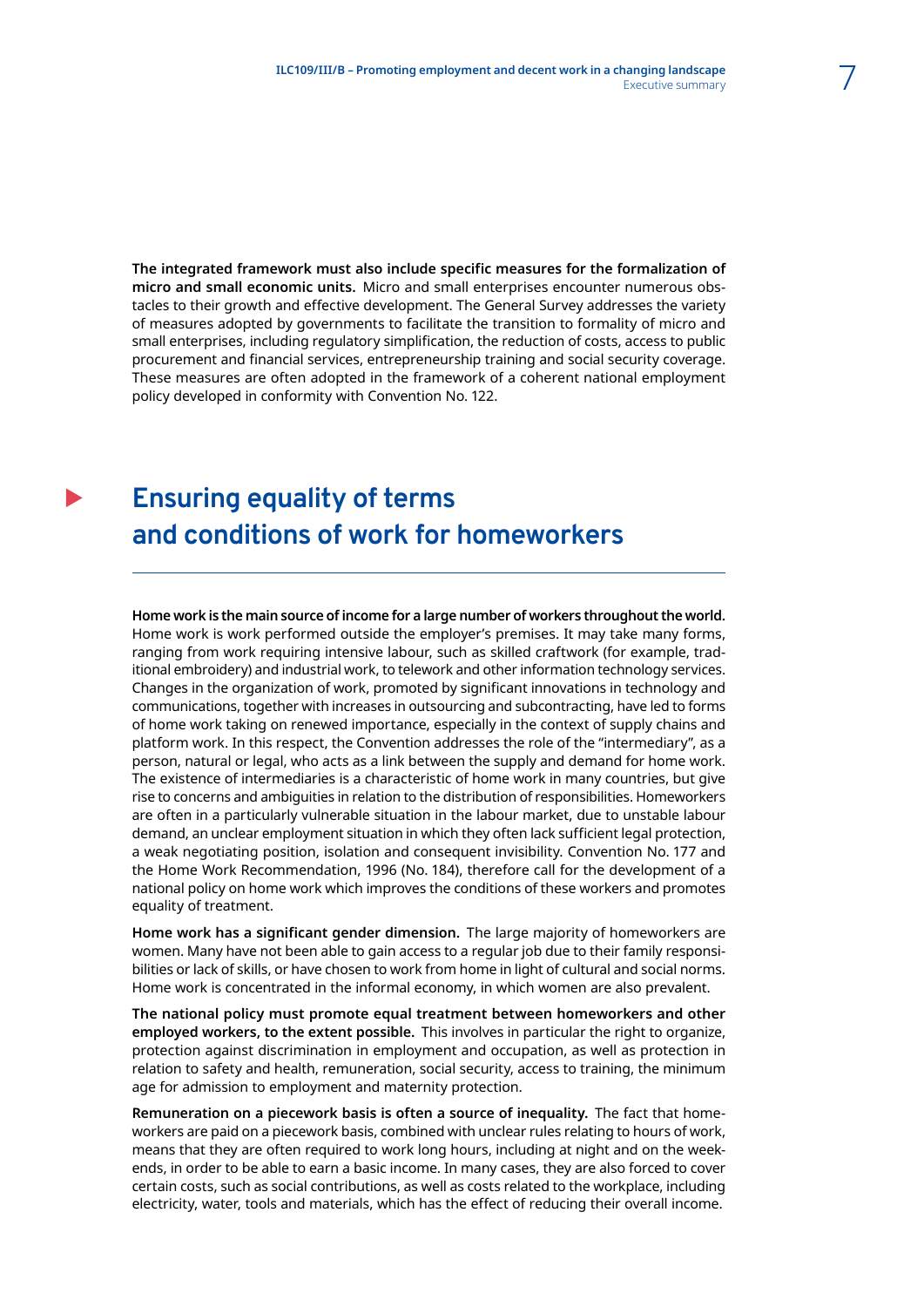**The integrated framework must also include specific measures for the formalization of micro and small economic units.** Micro and small enterprises encounter numerous obstacles to their growth and effective development. The General Survey addresses the variety of measures adopted by governments to facilitate the transition to formality of micro and small enterprises, including regulatory simplification, the reduction of costs, access to public procurement and financial services, entrepreneurship training and social security coverage. These measures are often adopted in the framework of a coherent national employment policy developed in conformity with Convention No. 122.

## Ensuring equality of terms and conditions of work for homeworkers

**Home work is the main source of income for a large number of workers throughout the world.** Home work is work performed outside the employer's premises. It may take many forms, ranging from work requiring intensive labour, such as skilled craftwork (for example, traditional embroidery) and industrial work, to telework and other information technology services. Changes in the organization of work, promoted by significant innovations in technology and communications, together with increases in outsourcing and subcontracting, have led to forms of home work taking on renewed importance, especially in the context of supply chains and platform work. In this respect, the Convention addresses the role of the "intermediary", as a person, natural or legal, who acts as a link between the supply and demand for home work. The existence of intermediaries is a characteristic of home work in many countries, but give rise to concerns and ambiguities in relation to the distribution of responsibilities. Homeworkers are often in a particularly vulnerable situation in the labour market, due to unstable labour demand, an unclear employment situation in which they often lack sufficient legal protection, a weak negotiating position, isolation and consequent invisibility. Convention No. 177 and the Home Work Recommendation, 1996 (No. 184), therefore call for the development of a national policy on home work which improves the conditions of these workers and promotes equality of treatment.

**Home work has a significant gender dimension.** The large majority of homeworkers are women. Many have not been able to gain access to a regular job due to their family responsibilities or lack of skills, or have chosen to work from home in light of cultural and social norms. Home work is concentrated in the informal economy, in which women are also prevalent.

**The national policy must promote equal treatment between homeworkers and other employed workers, to the extent possible.** This involves in particular the right to organize, protection against discrimination in employment and occupation, as well as protection in relation to safety and health, remuneration, social security, access to training, the minimum age for admission to employment and maternity protection.

**Remuneration on a piecework basis is often a source of inequality.** The fact that homeworkers are paid on a piecework basis, combined with unclear rules relating to hours of work, means that they are often required to work long hours, including at night and on the weekends, in order to be able to earn a basic income. In many cases, they are also forced to cover certain costs, such as social contributions, as well as costs related to the workplace, including electricity, water, tools and materials, which has the effect of reducing their overall income.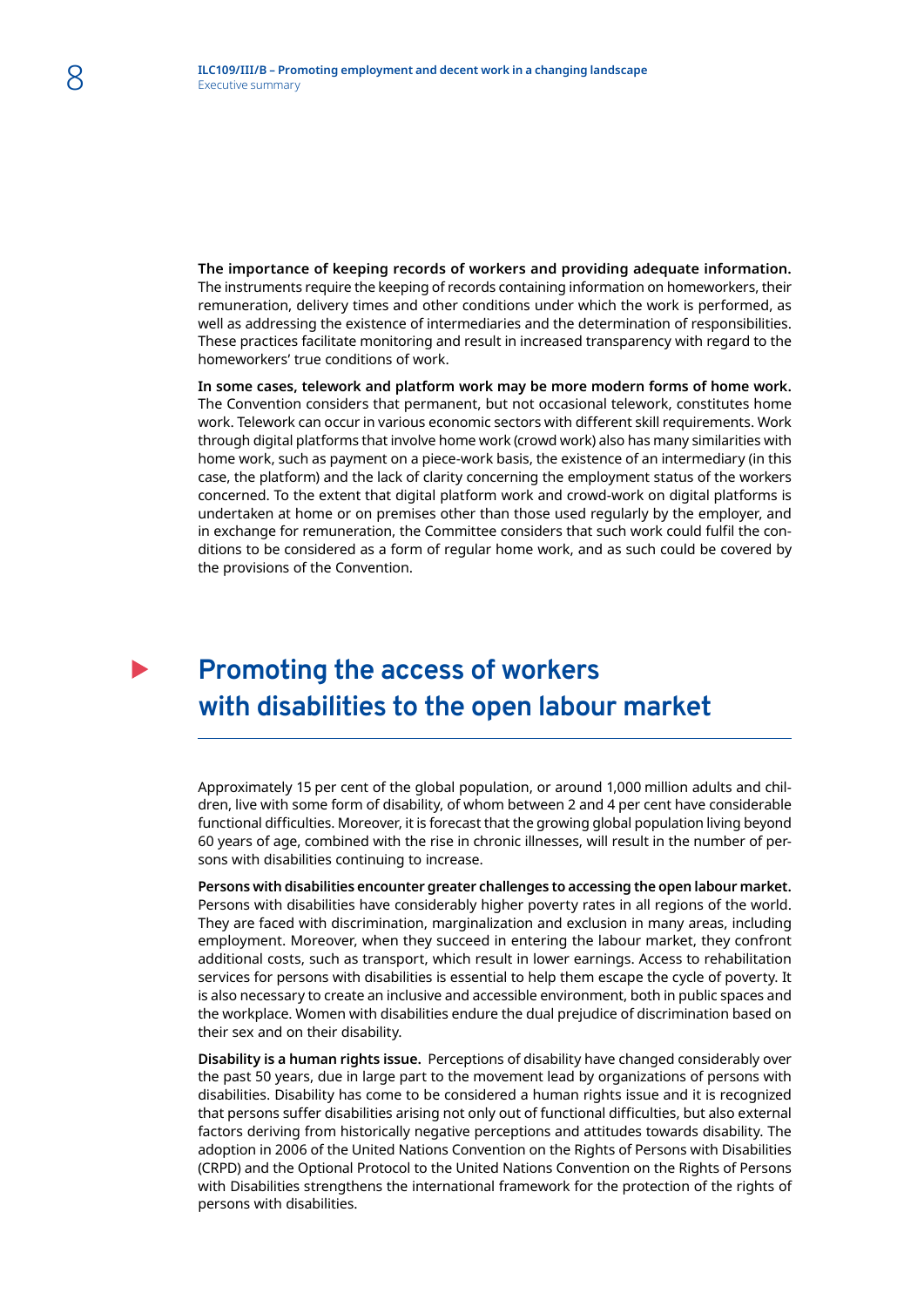**The importance of keeping records of workers and providing adequate information.** The instruments require the keeping of records containing information on homeworkers, their remuneration, delivery times and other conditions under which the work is performed, as well as addressing the existence of intermediaries and the determination of responsibilities. These practices facilitate monitoring and result in increased transparency with regard to the homeworkers' true conditions of work.

**In some cases, telework and platform work may be more modern forms of home work.** The Convention considers that permanent, but not occasional telework, constitutes home work. Telework can occur in various economic sectors with different skill requirements. Work through digital platforms that involve home work (crowd work) also has many similarities with home work, such as payment on a piece-work basis, the existence of an intermediary (in this case, the platform) and the lack of clarity concerning the employment status of the workers concerned. To the extent that digital platform work and crowd-work on digital platforms is undertaken at home or on premises other than those used regularly by the employer, and in exchange for remuneration, the Committee considers that such work could fulfil the conditions to be considered as a form of regular home work, and as such could be covered by the provisions of the Convention.

## Promoting the access of workers with disabilities to the open labour market

Approximately 15 per cent of the global population, or around 1,000 million adults and children, live with some form of disability, of whom between 2 and 4 per cent have considerable functional difficulties. Moreover, it is forecast that the growing global population living beyond 60 years of age, combined with the rise in chronic illnesses, will result in the number of persons with disabilities continuing to increase.

**Persons with disabilities encounter greater challenges to accessing the open labour market.** Persons with disabilities have considerably higher poverty rates in all regions of the world. They are faced with discrimination, marginalization and exclusion in many areas, including employment. Moreover, when they succeed in entering the labour market, they confront additional costs, such as transport, which result in lower earnings. Access to rehabilitation services for persons with disabilities is essential to help them escape the cycle of poverty. It is also necessary to create an inclusive and accessible environment, both in public spaces and the workplace. Women with disabilities endure the dual prejudice of discrimination based on their sex and on their disability.

**Disability is a human rights issue.** Perceptions of disability have changed considerably over the past 50 years, due in large part to the movement lead by organizations of persons with disabilities. Disability has come to be considered a human rights issue and it is recognized that persons suffer disabilities arising not only out of functional difficulties, but also external factors deriving from historically negative perceptions and attitudes towards disability. The adoption in 2006 of the United Nations Convention on the Rights of Persons with Disabilities (CRPD) and the Optional Protocol to the United Nations Convention on the Rights of Persons with Disabilities strengthens the international framework for the protection of the rights of persons with disabilities.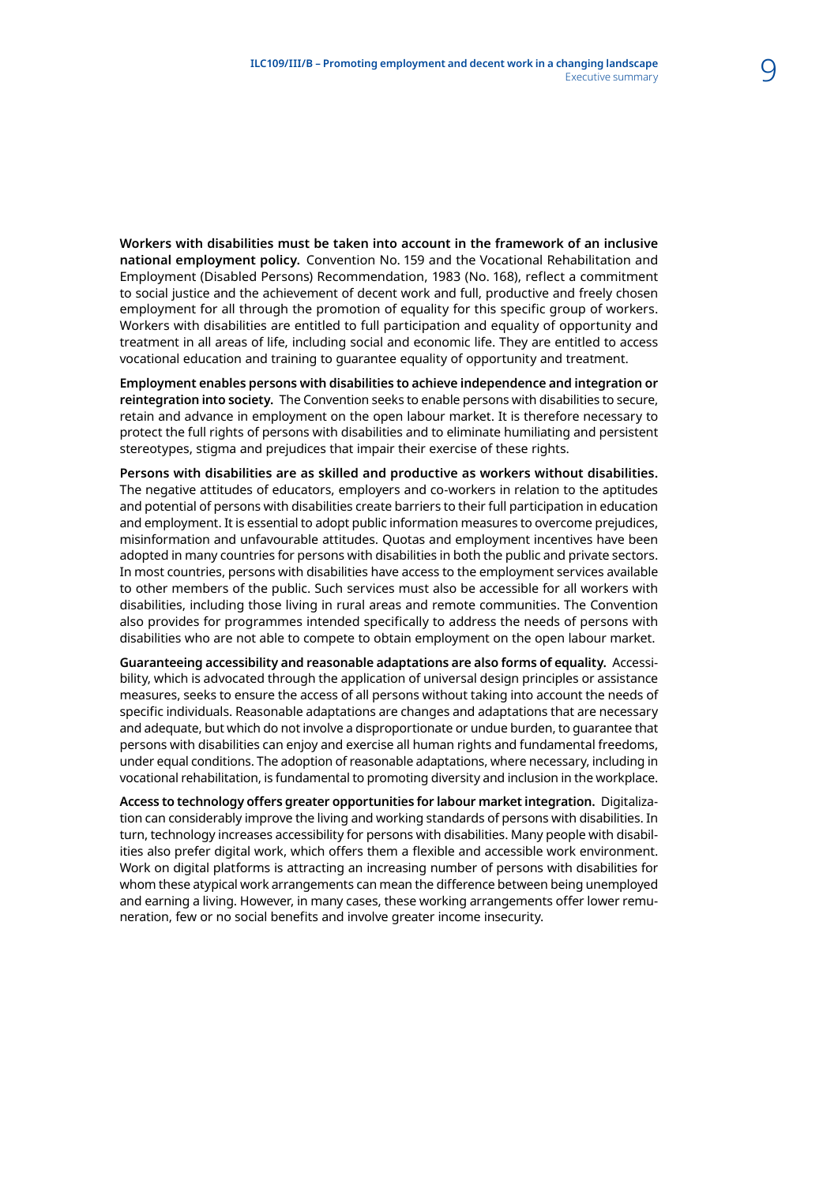**Workers with disabilities must be taken into account in the framework of an inclusive national employment policy.** Convention No. 159 and the Vocational Rehabilitation and Employment (Disabled Persons) Recommendation, 1983 (No. 168), reflect a commitment to social justice and the achievement of decent work and full, productive and freely chosen employment for all through the promotion of equality for this specific group of workers. Workers with disabilities are entitled to full participation and equality of opportunity and treatment in all areas of life, including social and economic life. They are entitled to access vocational education and training to guarantee equality of opportunity and treatment.

**Employment enables persons with disabilities to achieve independence and integration or reintegration into society.** The Convention seeks to enable persons with disabilities to secure, retain and advance in employment on the open labour market. It is therefore necessary to protect the full rights of persons with disabilities and to eliminate humiliating and persistent stereotypes, stigma and prejudices that impair their exercise of these rights.

**Persons with disabilities are as skilled and productive as workers without disabilities.** The negative attitudes of educators, employers and co-workers in relation to the aptitudes and potential of persons with disabilities create barriers to their full participation in education and employment. It is essential to adopt public information measures to overcome prejudices, misinformation and unfavourable attitudes. Quotas and employment incentives have been adopted in many countries for persons with disabilities in both the public and private sectors. In most countries, persons with disabilities have access to the employment services available to other members of the public. Such services must also be accessible for all workers with disabilities, including those living in rural areas and remote communities. The Convention also provides for programmes intended specifically to address the needs of persons with disabilities who are not able to compete to obtain employment on the open labour market.

**Guaranteeing accessibility and reasonable adaptations are also forms of equality.** Accessibility, which is advocated through the application of universal design principles or assistance measures, seeks to ensure the access of all persons without taking into account the needs of specific individuals. Reasonable adaptations are changes and adaptations that are necessary and adequate, but which do not involve a disproportionate or undue burden, to guarantee that persons with disabilities can enjoy and exercise all human rights and fundamental freedoms, under equal conditions. The adoption of reasonable adaptations, where necessary, including in vocational rehabilitation, is fundamental to promoting diversity and inclusion in the workplace.

**Access to technology offers greater opportunities for labour market integration.** Digitalization can considerably improve the living and working standards of persons with disabilities. In turn, technology increases accessibility for persons with disabilities. Many people with disabilities also prefer digital work, which offers them a flexible and accessible work environment. Work on digital platforms is attracting an increasing number of persons with disabilities for whom these atypical work arrangements can mean the difference between being unemployed and earning a living. However, in many cases, these working arrangements offer lower remuneration, few or no social benefits and involve greater income insecurity.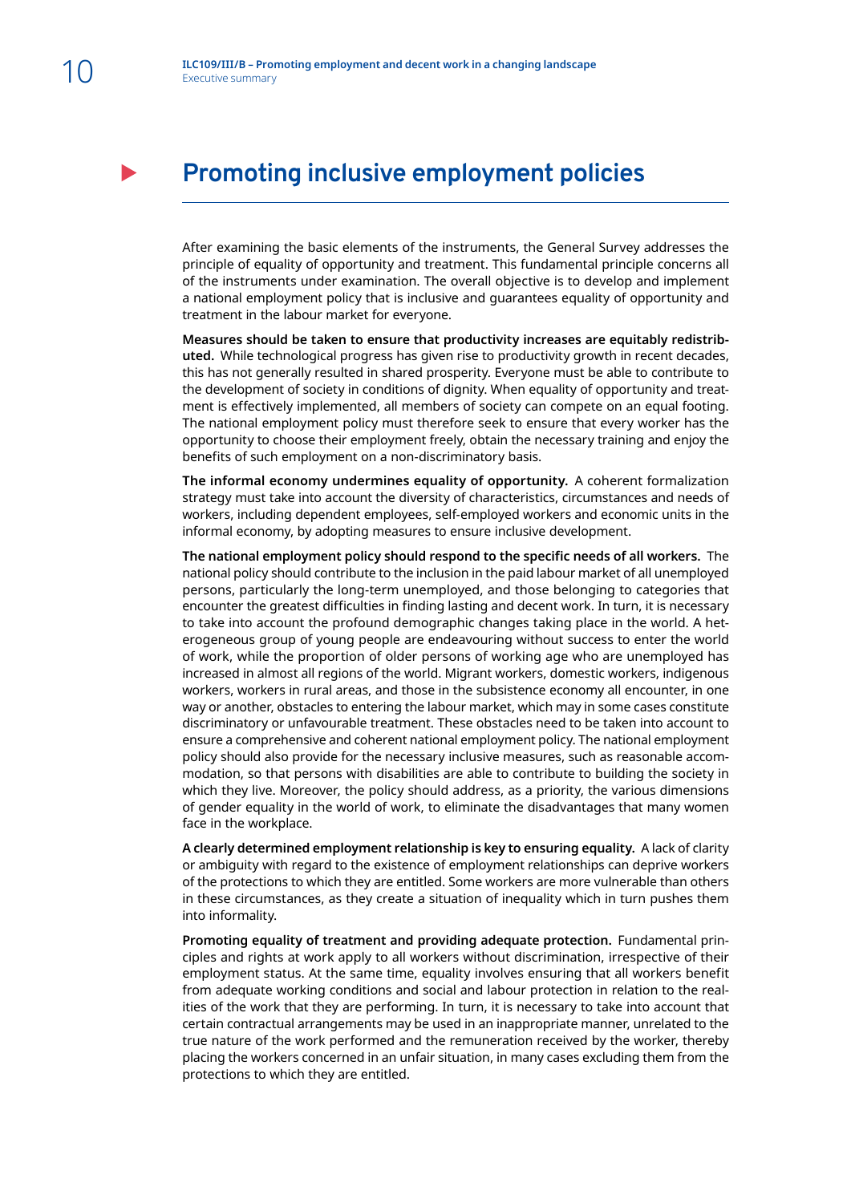# Promoting inclusive employment policies

After examining the basic elements of the instruments, the General Survey addresses the principle of equality of opportunity and treatment. This fundamental principle concerns all of the instruments under examination. The overall objective is to develop and implement a national employment policy that is inclusive and guarantees equality of opportunity and treatment in the labour market for everyone.

**Measures should be taken to ensure that productivity increases are equitably redistributed.** While technological progress has given rise to productivity growth in recent decades, this has not generally resulted in shared prosperity. Everyone must be able to contribute to the development of society in conditions of dignity. When equality of opportunity and treatment is effectively implemented, all members of society can compete on an equal footing. The national employment policy must therefore seek to ensure that every worker has the opportunity to choose their employment freely, obtain the necessary training and enjoy the benefits of such employment on a non-discriminatory basis.

**The informal economy undermines equality of opportunity.** A coherent formalization strategy must take into account the diversity of characteristics, circumstances and needs of workers, including dependent employees, self-employed workers and economic units in the informal economy, by adopting measures to ensure inclusive development.

**The national employment policy should respond to the specific needs of all workers.** The national policy should contribute to the inclusion in the paid labour market of all unemployed persons, particularly the long-term unemployed, and those belonging to categories that encounter the greatest difficulties in finding lasting and decent work. In turn, it is necessary to take into account the profound demographic changes taking place in the world. A heterogeneous group of young people are endeavouring without success to enter the world of work, while the proportion of older persons of working age who are unemployed has increased in almost all regions of the world. Migrant workers, domestic workers, indigenous workers, workers in rural areas, and those in the subsistence economy all encounter, in one way or another, obstacles to entering the labour market, which may in some cases constitute discriminatory or unfavourable treatment. These obstacles need to be taken into account to ensure a comprehensive and coherent national employment policy. The national employment policy should also provide for the necessary inclusive measures, such as reasonable accommodation, so that persons with disabilities are able to contribute to building the society in which they live. Moreover, the policy should address, as a priority, the various dimensions of gender equality in the world of work, to eliminate the disadvantages that many women face in the workplace.

**A clearly determined employment relationship is key to ensuring equality.** A lack of clarity or ambiguity with regard to the existence of employment relationships can deprive workers of the protections to which they are entitled. Some workers are more vulnerable than others in these circumstances, as they create a situation of inequality which in turn pushes them into informality.

**Promoting equality of treatment and providing adequate protection.** Fundamental principles and rights at work apply to all workers without discrimination, irrespective of their employment status. At the same time, equality involves ensuring that all workers benefit from adequate working conditions and social and labour protection in relation to the realities of the work that they are performing. In turn, it is necessary to take into account that certain contractual arrangements may be used in an inappropriate manner, unrelated to the true nature of the work performed and the remuneration received by the worker, thereby placing the workers concerned in an unfair situation, in many cases excluding them from the protections to which they are entitled.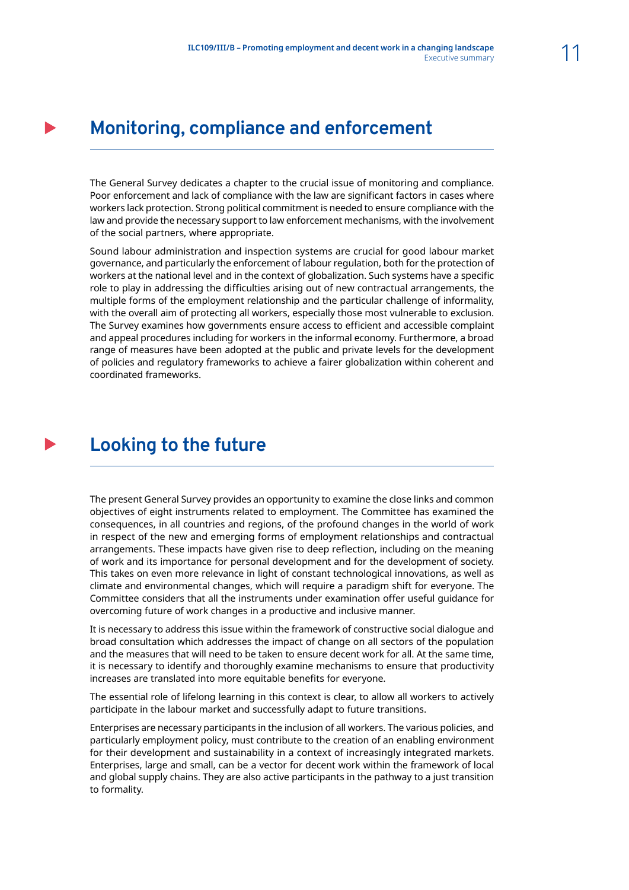## Monitoring, compliance and enforcement

The General Survey dedicates a chapter to the crucial issue of monitoring and compliance. Poor enforcement and lack of compliance with the law are significant factors in cases where workers lack protection. Strong political commitment is needed to ensure compliance with the law and provide the necessary support to law enforcement mechanisms, with the involvement of the social partners, where appropriate.

Sound labour administration and inspection systems are crucial for good labour market governance, and particularly the enforcement of labour regulation, both for the protection of workers at the national level and in the context of globalization. Such systems have a specific role to play in addressing the difficulties arising out of new contractual arrangements, the multiple forms of the employment relationship and the particular challenge of informality, with the overall aim of protecting all workers, especially those most vulnerable to exclusion. The Survey examines how governments ensure access to efficient and accessible complaint and appeal procedures including for workers in the informal economy. Furthermore, a broad range of measures have been adopted at the public and private levels for the development of policies and regulatory frameworks to achieve a fairer globalization within coherent and coordinated frameworks.

## Looking to the future

The present General Survey provides an opportunity to examine the close links and common objectives of eight instruments related to employment. The Committee has examined the consequences, in all countries and regions, of the profound changes in the world of work in respect of the new and emerging forms of employment relationships and contractual arrangements. These impacts have given rise to deep reflection, including on the meaning of work and its importance for personal development and for the development of society. This takes on even more relevance in light of constant technological innovations, as well as climate and environmental changes, which will require a paradigm shift for everyone. The Committee considers that all the instruments under examination offer useful guidance for overcoming future of work changes in a productive and inclusive manner.

It is necessary to address this issue within the framework of constructive social dialogue and broad consultation which addresses the impact of change on all sectors of the population and the measures that will need to be taken to ensure decent work for all. At the same time, it is necessary to identify and thoroughly examine mechanisms to ensure that productivity increases are translated into more equitable benefits for everyone.

The essential role of lifelong learning in this context is clear, to allow all workers to actively participate in the labour market and successfully adapt to future transitions.

Enterprises are necessary participants in the inclusion of all workers. The various policies, and particularly employment policy, must contribute to the creation of an enabling environment for their development and sustainability in a context of increasingly integrated markets. Enterprises, large and small, can be a vector for decent work within the framework of local and global supply chains. They are also active participants in the pathway to a just transition to formality.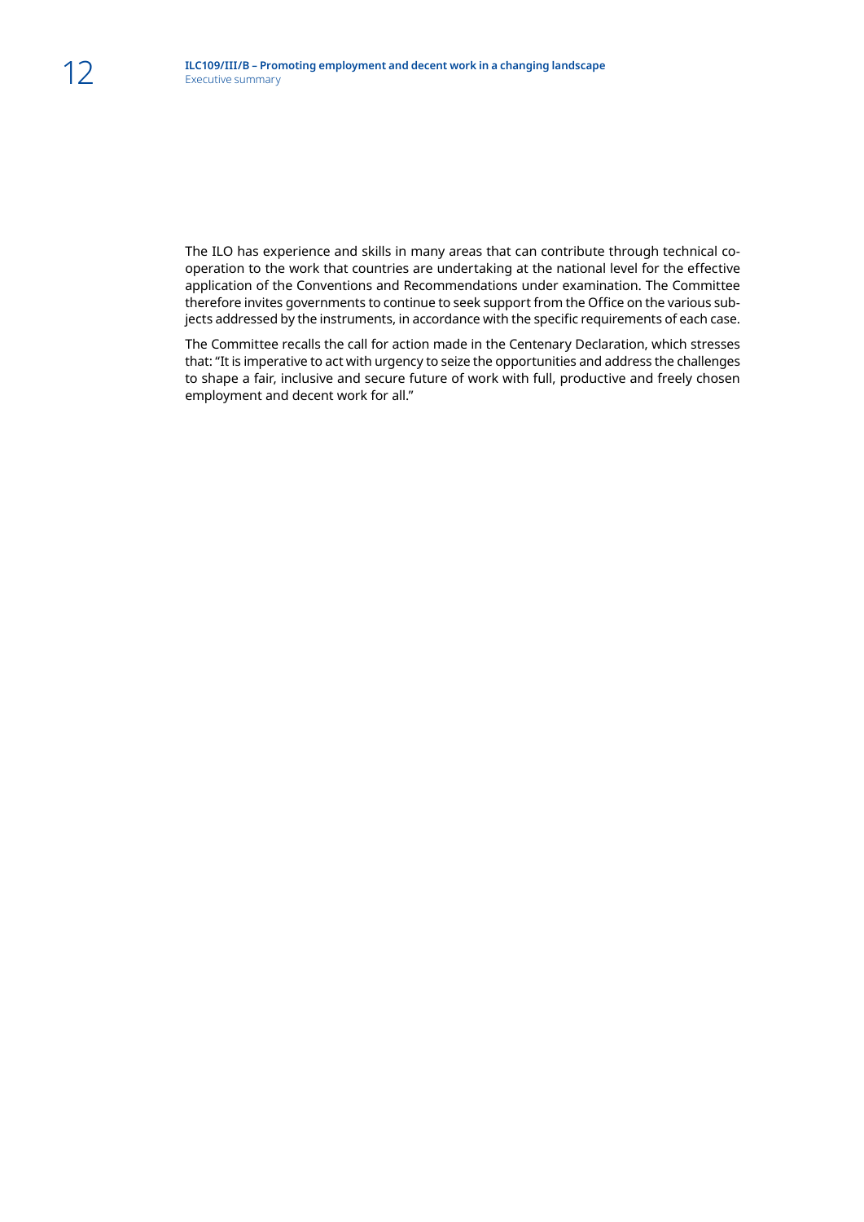The ILO has experience and skills in many areas that can contribute through technical co-operation to the work that countries are undertaking at the national level for the effective application of the Conventions and Recommendations under examination. The Committee therefore invites governments to continue to seek support from the Office on the various subjects addressed by the instruments, in accordance with the specific requirements of each case.

The Committee recalls the call for action made in the Centenary Declaration, which stresses that: "It is imperative to act with urgency to seize the opportunities and address the challenges to shape a fair, inclusive and secure future of work with full, productive and freely chosen employment and decent work for all."